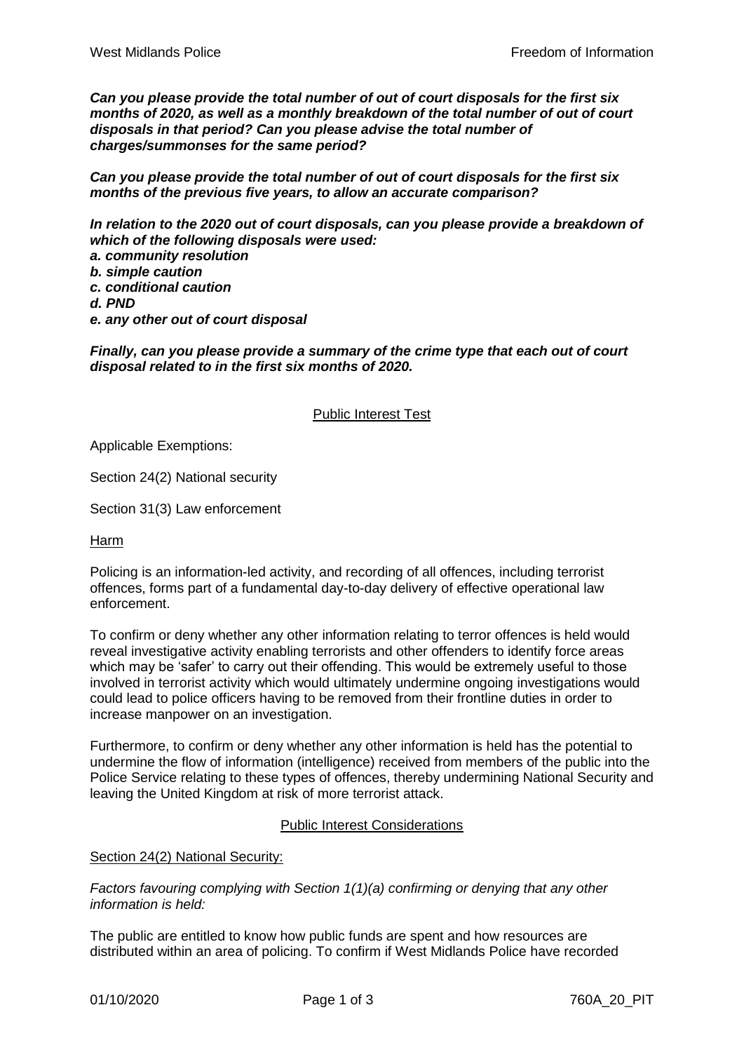***Can you please provide the total number of out of court disposals for the first six months of 2020, as well as a monthly breakdown of the total number of out of court disposals in that period? Can you please advise the total number of charges/summonses for the same period?***

***Can you please provide the total number of out of court disposals for the first six months of the previous five years, to allow an accurate comparison?***

***In relation to the 2020 out of court disposals, can you please provide a breakdown of which of the following disposals were used:***
***a. community resolution***
***b. simple caution***
***c. conditional caution***
***d. PND***
***e. any other out of court disposal***

***Finally, can you please provide a summary of the crime type that each out of court disposal related to in the first six months of 2020.***

## Public Interest Test

Applicable Exemptions:

Section 24(2) National security

Section 31(3) Law enforcement

### Harm

Policing is an information-led activity, and recording of all offences, including terrorist offences, forms part of a fundamental day-to-day delivery of effective operational law enforcement.

To confirm or deny whether any other information relating to terror offences is held would reveal investigative activity enabling terrorists and other offenders to identify force areas which may be 'safer' to carry out their offending. This would be extremely useful to those involved in terrorist activity which would ultimately undermine ongoing investigations would could lead to police officers having to be removed from their frontline duties in order to increase manpower on an investigation.

Furthermore, to confirm or deny whether any other information is held has the potential to undermine the flow of information (intelligence) received from members of the public into the Police Service relating to these types of offences, thereby undermining National Security and leaving the United Kingdom at risk of more terrorist attack.

## Public Interest Considerations

### Section 24(2) National Security:

*Factors favouring complying with Section 1(1)(a) confirming or denying that any other information is held:*

The public are entitled to know how public funds are spent and how resources are distributed within an area of policing. To confirm if West Midlands Police have recorded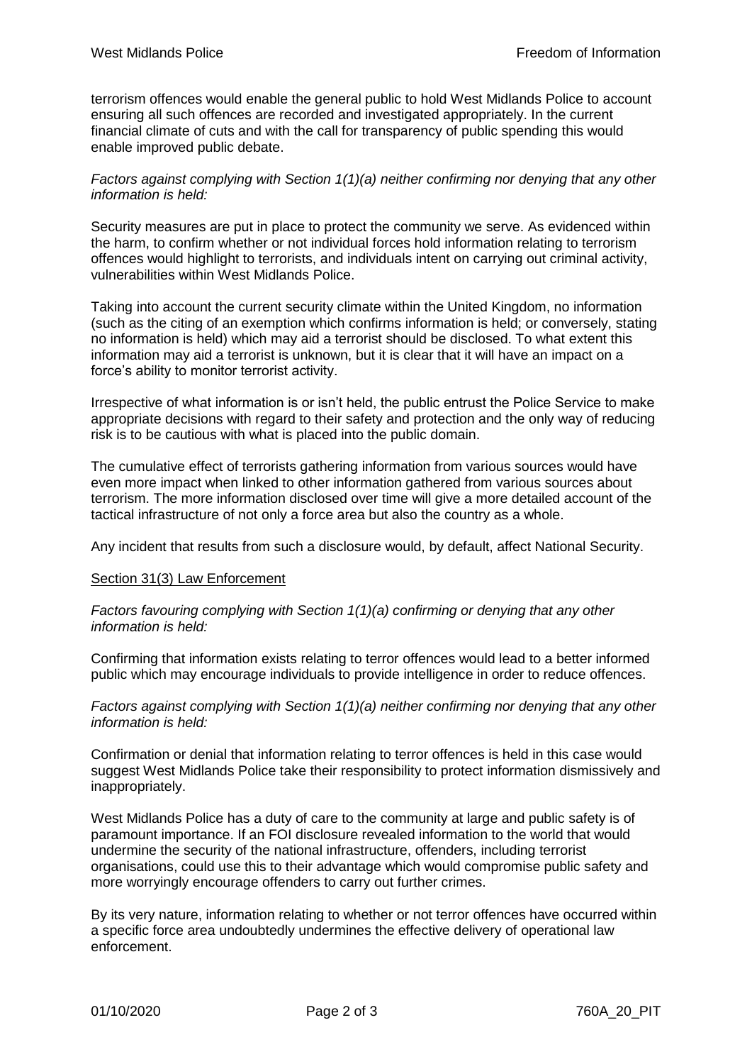terrorism offences would enable the general public to hold West Midlands Police to account ensuring all such offences are recorded and investigated appropriately. In the current financial climate of cuts and with the call for transparency of public spending this would enable improved public debate.

*Factors against complying with Section 1(1)(a) neither confirming nor denying that any other information is held:*

Security measures are put in place to protect the community we serve. As evidenced within the harm, to confirm whether or not individual forces hold information relating to terrorism offences would highlight to terrorists, and individuals intent on carrying out criminal activity, vulnerabilities within West Midlands Police.

Taking into account the current security climate within the United Kingdom, no information (such as the citing of an exemption which confirms information is held; or conversely, stating no information is held) which may aid a terrorist should be disclosed. To what extent this information may aid a terrorist is unknown, but it is clear that it will have an impact on a force's ability to monitor terrorist activity.

Irrespective of what information is or isn't held, the public entrust the Police Service to make appropriate decisions with regard to their safety and protection and the only way of reducing risk is to be cautious with what is placed into the public domain.

The cumulative effect of terrorists gathering information from various sources would have even more impact when linked to other information gathered from various sources about terrorism. The more information disclosed over time will give a more detailed account of the tactical infrastructure of not only a force area but also the country as a whole.

Any incident that results from such a disclosure would, by default, affect National Security.

Section 31(3) Law Enforcement

*Factors favouring complying with Section 1(1)(a) confirming or denying that any other information is held:*

Confirming that information exists relating to terror offences would lead to a better informed public which may encourage individuals to provide intelligence in order to reduce offences.

*Factors against complying with Section 1(1)(a) neither confirming nor denying that any other information is held:*

Confirmation or denial that information relating to terror offences is held in this case would suggest West Midlands Police take their responsibility to protect information dismissively and inappropriately.

West Midlands Police has a duty of care to the community at large and public safety is of paramount importance. If an FOI disclosure revealed information to the world that would undermine the security of the national infrastructure, offenders, including terrorist organisations, could use this to their advantage which would compromise public safety and more worryingly encourage offenders to carry out further crimes.

By its very nature, information relating to whether or not terror offences have occurred within a specific force area undoubtedly undermines the effective delivery of operational law enforcement.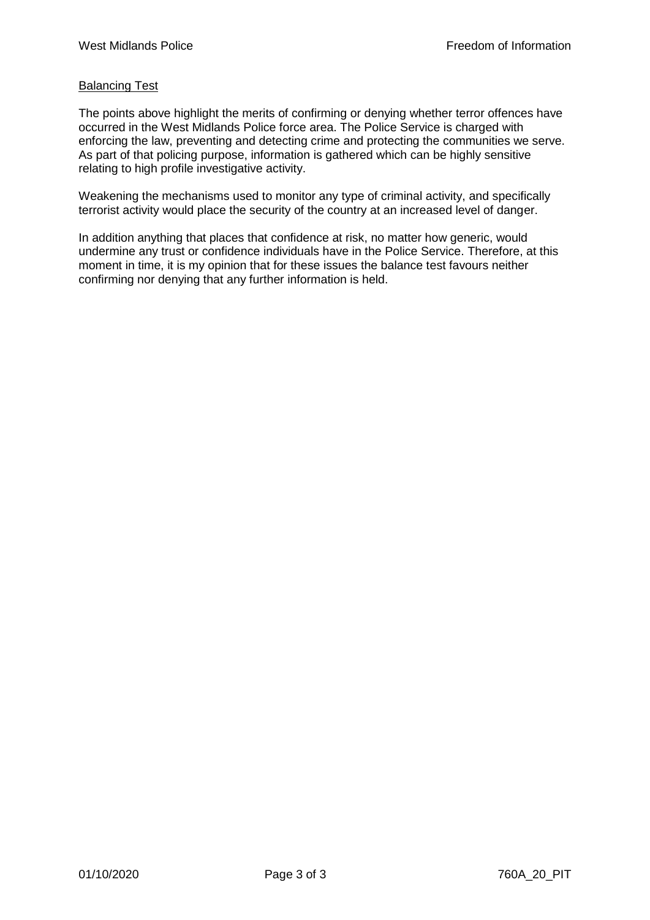<u>Balancing Test</u>

The points above highlight the merits of confirming or denying whether terror offences have occurred in the West Midlands Police force area. The Police Service is charged with enforcing the law, preventing and detecting crime and protecting the communities we serve. As part of that policing purpose, information is gathered which can be highly sensitive relating to high profile investigative activity.

Weakening the mechanisms used to monitor any type of criminal activity, and specifically terrorist activity would place the security of the country at an increased level of danger.

In addition anything that places that confidence at risk, no matter how generic, would undermine any trust or confidence individuals have in the Police Service. Therefore, at this moment in time, it is my opinion that for these issues the balance test favours neither confirming nor denying that any further information is held.